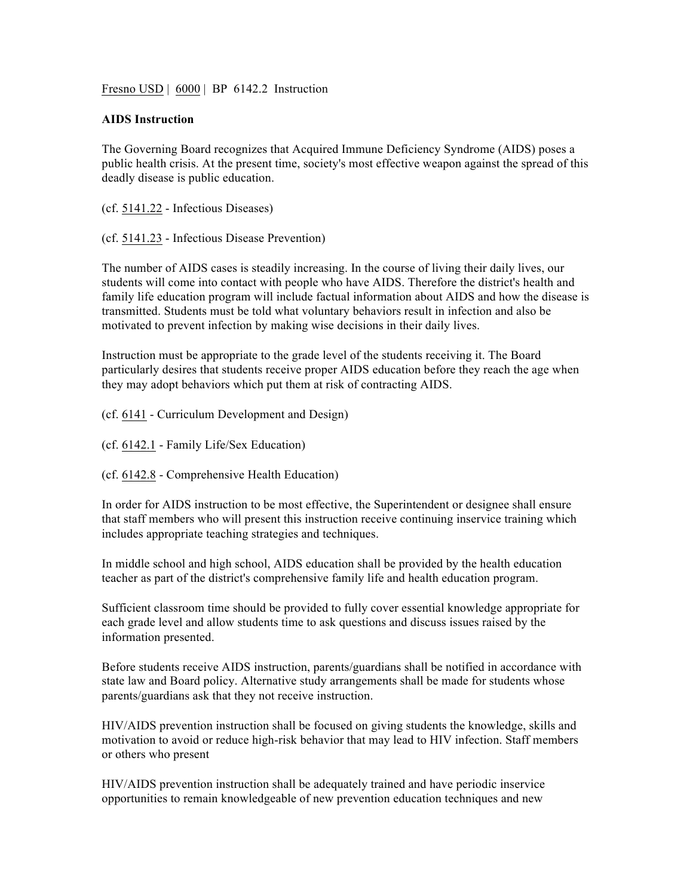Fresno USD | 6000 | BP 6142.2 Instruction

**AIDS Instruction**

The Governing Board recognizes that Acquired Immune Deficiency Syndrome (AIDS) poses a public health crisis. At the present time, society's most effective weapon against the spread of this deadly disease is public education.

(cf. 5141.22 - Infectious Diseases)

(cf. 5141.23 - Infectious Disease Prevention)

The number of AIDS cases is steadily increasing. In the course of living their daily lives, our students will come into contact with people who have AIDS. Therefore the district's health and family life education program will include factual information about AIDS and how the disease is transmitted. Students must be told what voluntary behaviors result in infection and also be motivated to prevent infection by making wise decisions in their daily lives.

Instruction must be appropriate to the grade level of the students receiving it. The Board particularly desires that students receive proper AIDS education before they reach the age when they may adopt behaviors which put them at risk of contracting AIDS.

(cf. 6141 - Curriculum Development and Design)

(cf. 6142.1 - Family Life/Sex Education)

(cf. 6142.8 - Comprehensive Health Education)

In order for AIDS instruction to be most effective, the Superintendent or designee shall ensure that staff members who will present this instruction receive continuing inservice training which includes appropriate teaching strategies and techniques.

In middle school and high school, AIDS education shall be provided by the health education teacher as part of the district's comprehensive family life and health education program.

Sufficient classroom time should be provided to fully cover essential knowledge appropriate for each grade level and allow students time to ask questions and discuss issues raised by the information presented.

Before students receive AIDS instruction, parents/guardians shall be notified in accordance with state law and Board policy. Alternative study arrangements shall be made for students whose parents/guardians ask that they not receive instruction.

HIV/AIDS prevention instruction shall be focused on giving students the knowledge, skills and motivation to avoid or reduce high-risk behavior that may lead to HIV infection. Staff members or others who present

HIV/AIDS prevention instruction shall be adequately trained and have periodic inservice opportunities to remain knowledgeable of new prevention education techniques and new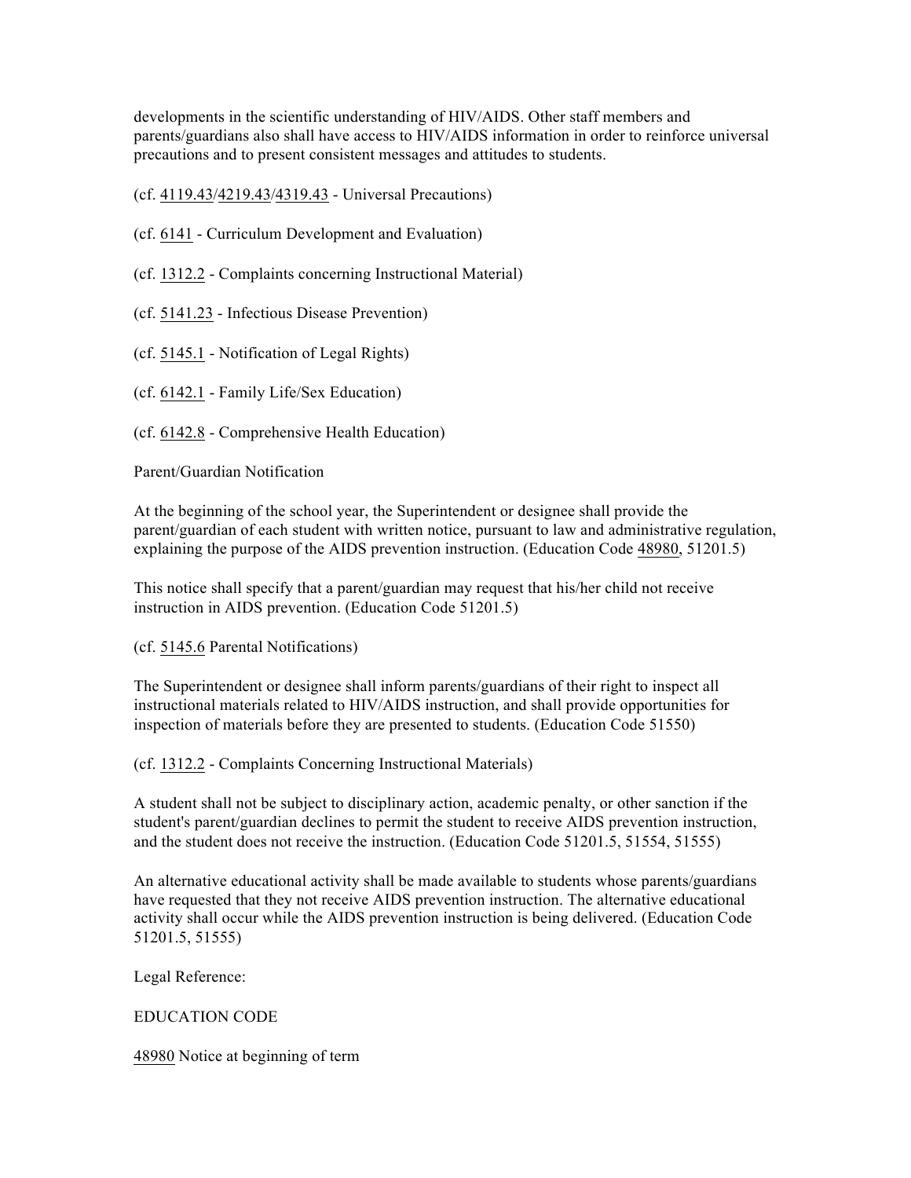developments in the scientific understanding of HIV/AIDS. Other staff members and parents/guardians also shall have access to HIV/AIDS information in order to reinforce universal precautions and to present consistent messages and attitudes to students.

(cf. 4119.43/4219.43/4319.43 - Universal Precautions)

(cf. 6141 - Curriculum Development and Evaluation)

(cf. 1312.2 - Complaints concerning Instructional Material)

(cf. 5141.23 - Infectious Disease Prevention)

(cf. 5145.1 - Notification of Legal Rights)

(cf. 6142.1 - Family Life/Sex Education)

(cf. 6142.8 - Comprehensive Health Education)

Parent/Guardian Notification

At the beginning of the school year, the Superintendent or designee shall provide the parent/guardian of each student with written notice, pursuant to law and administrative regulation, explaining the purpose of the AIDS prevention instruction. (Education Code 48980, 51201.5)

This notice shall specify that a parent/guardian may request that his/her child not receive instruction in AIDS prevention. (Education Code 51201.5)

(cf. 5145.6 Parental Notifications)

The Superintendent or designee shall inform parents/guardians of their right to inspect all instructional materials related to HIV/AIDS instruction, and shall provide opportunities for inspection of materials before they are presented to students. (Education Code 51550)

(cf. 1312.2 - Complaints Concerning Instructional Materials)

A student shall not be subject to disciplinary action, academic penalty, or other sanction if the student's parent/guardian declines to permit the student to receive AIDS prevention instruction, and the student does not receive the instruction. (Education Code 51201.5, 51554, 51555)

An alternative educational activity shall be made available to students whose parents/guardians have requested that they not receive AIDS prevention instruction. The alternative educational activity shall occur while the AIDS prevention instruction is being delivered. (Education Code 51201.5, 51555)

Legal Reference:

EDUCATION CODE

48980 Notice at beginning of term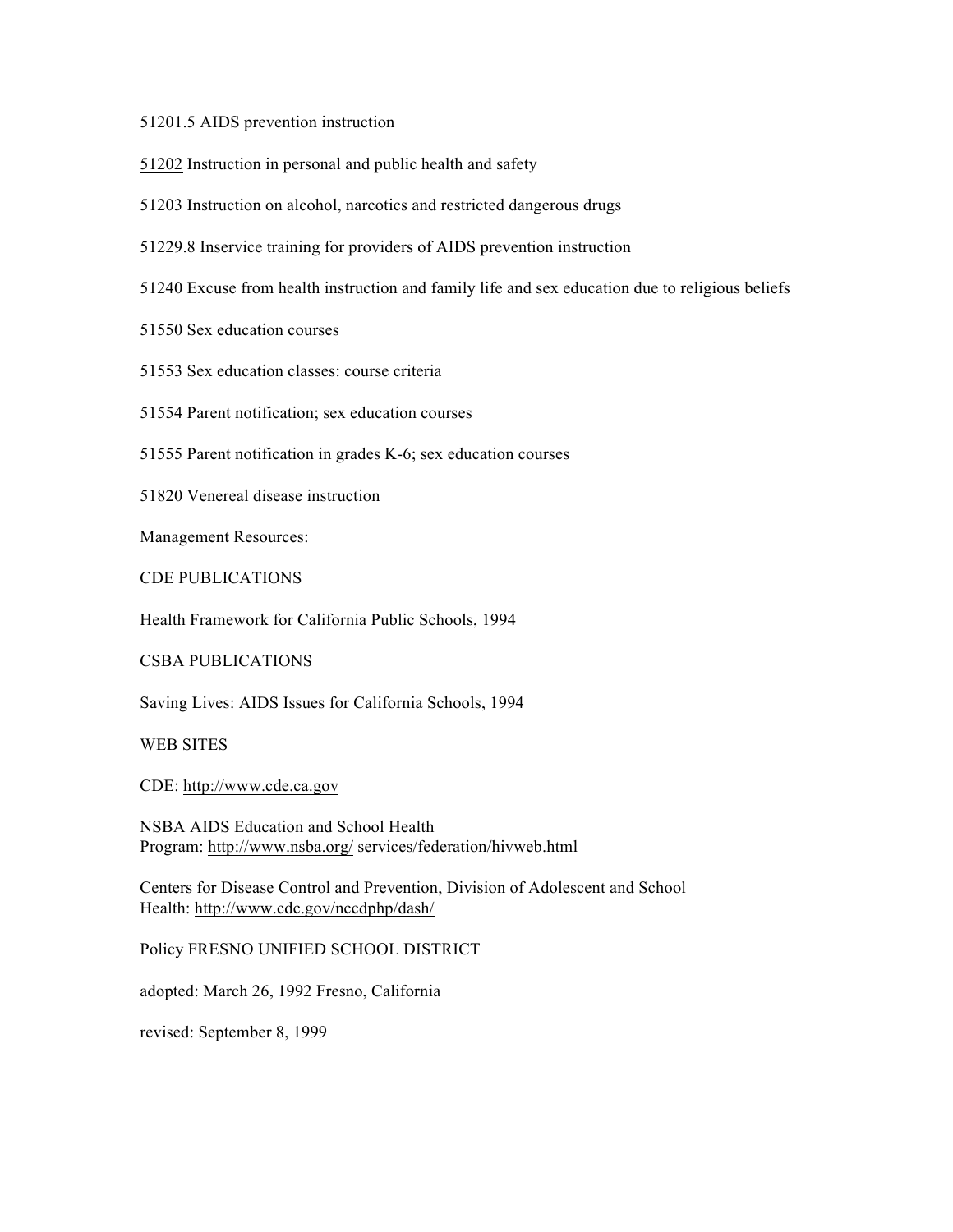51201.5 AIDS prevention instruction

51202 Instruction in personal and public health and safety

51203 Instruction on alcohol, narcotics and restricted dangerous drugs

51229.8 Inservice training for providers of AIDS prevention instruction

51240 Excuse from health instruction and family life and sex education due to religious beliefs

51550 Sex education courses

51553 Sex education classes: course criteria

51554 Parent notification; sex education courses

51555 Parent notification in grades K-6; sex education courses

51820 Venereal disease instruction

Management Resources:

CDE PUBLICATIONS

Health Framework for California Public Schools, 1994

CSBA PUBLICATIONS

Saving Lives: AIDS Issues for California Schools, 1994

WEB SITES

CDE: http://www.cde.ca.gov

NSBA AIDS Education and School Health
Program: http://www.nsba.org/ services/federation/hivweb.html

Centers for Disease Control and Prevention, Division of Adolescent and School
Health: http://www.cdc.gov/nccdphp/dash/

Policy FRESNO UNIFIED SCHOOL DISTRICT

adopted: March 26, 1992 Fresno, California

revised: September 8, 1999